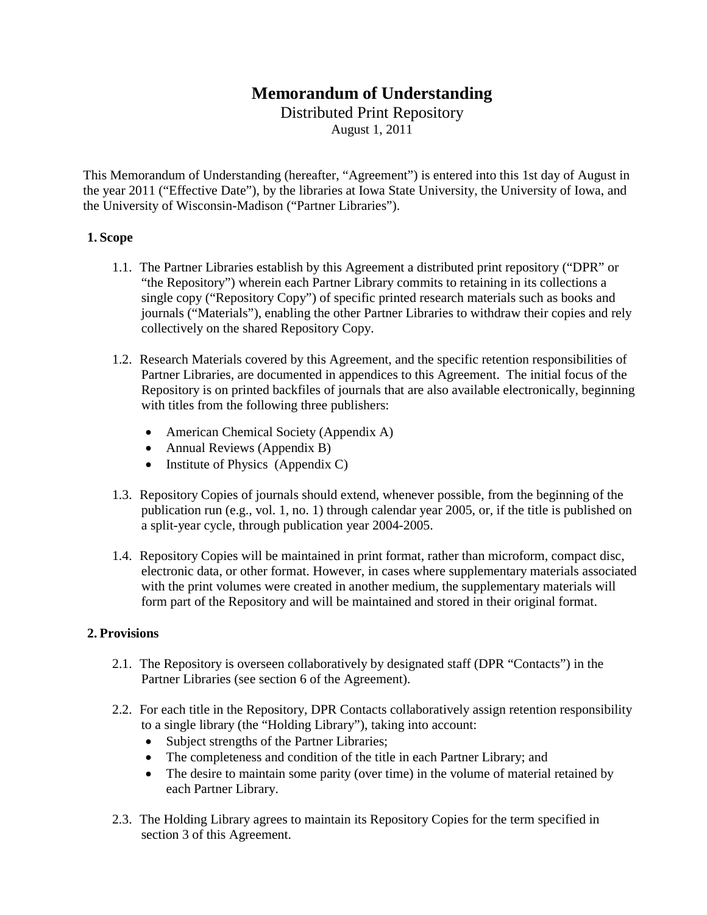# Memorandum of Understanding

Distributed Print Repository

August 1, 2011

This Memorandum of Understanding (hereafter, "Agreement") is entered into this 1st day of August in the year 2011 ("Effective Date"), by the libraries at Iowa State University, the University of Iowa, and the University of Wisconsin-Madison ("Partner Libraries").

## 1. Scope

1.1. The Partner Libraries establish by this Agreement a distributed print repository ("DPR" or "the Repository") wherein each Partner Library commits to retaining in its collections a single copy ("Repository Copy") of specific printed research materials such as books and journals ("Materials"), enabling the other Partner Libraries to withdraw their copies and rely collectively on the shared Repository Copy.

1.2. Research Materials covered by this Agreement, and the specific retention responsibilities of Partner Libraries, are documented in appendices to this Agreement. The initial focus of the Repository is on printed backfiles of journals that are also available electronically, beginning with titles from the following three publishers:

- American Chemical Society (Appendix A)
- Annual Reviews (Appendix B)
- Institute of Physics (Appendix C)

1.3. Repository Copies of journals should extend, whenever possible, from the beginning of the publication run (e.g., vol. 1, no. 1) through calendar year 2005, or, if the title is published on a split-year cycle, through publication year 2004-2005.

1.4. Repository Copies will be maintained in print format, rather than microform, compact disc, electronic data, or other format. However, in cases where supplementary materials associated with the print volumes were created in another medium, the supplementary materials will form part of the Repository and will be maintained and stored in their original format.

## 2. Provisions

2.1. The Repository is overseen collaboratively by designated staff (DPR "Contacts") in the Partner Libraries (see section 6 of the Agreement).

2.2. For each title in the Repository, DPR Contacts collaboratively assign retention responsibility to a single library (the "Holding Library"), taking into account:

- Subject strengths of the Partner Libraries;
- The completeness and condition of the title in each Partner Library; and
- The desire to maintain some parity (over time) in the volume of material retained by each Partner Library.

2.3. The Holding Library agrees to maintain its Repository Copies for the term specified in section 3 of this Agreement.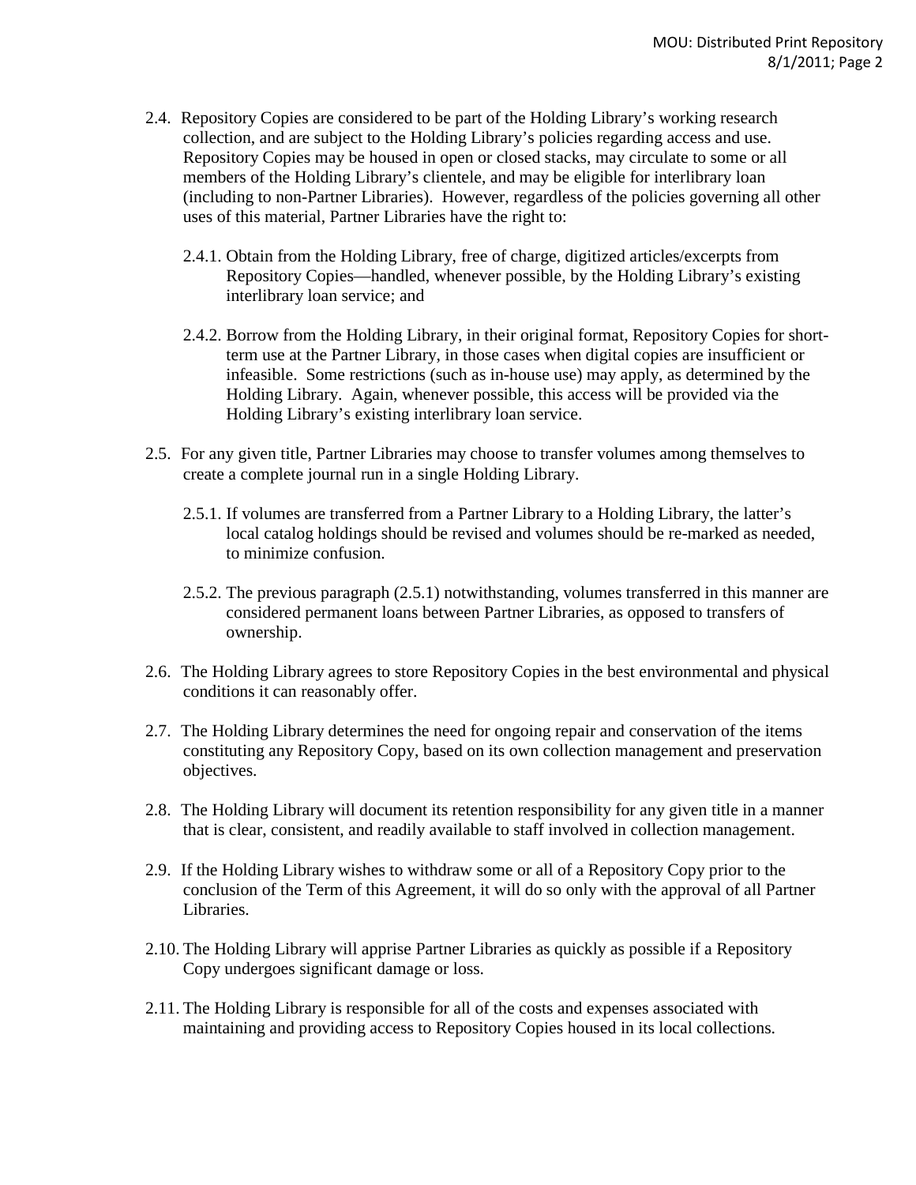2.4. Repository Copies are considered to be part of the Holding Library's working research collection, and are subject to the Holding Library's policies regarding access and use. Repository Copies may be housed in open or closed stacks, may circulate to some or all members of the Holding Library's clientele, and may be eligible for interlibrary loan (including to non-Partner Libraries). However, regardless of the policies governing all other uses of this material, Partner Libraries have the right to:

2.4.1. Obtain from the Holding Library, free of charge, digitized articles/excerpts from Repository Copies—handled, whenever possible, by the Holding Library's existing interlibrary loan service; and

2.4.2. Borrow from the Holding Library, in their original format, Repository Copies for short-term use at the Partner Library, in those cases when digital copies are insufficient or infeasible. Some restrictions (such as in-house use) may apply, as determined by the Holding Library. Again, whenever possible, this access will be provided via the Holding Library's existing interlibrary loan service.

2.5. For any given title, Partner Libraries may choose to transfer volumes among themselves to create a complete journal run in a single Holding Library.

2.5.1. If volumes are transferred from a Partner Library to a Holding Library, the latter's local catalog holdings should be revised and volumes should be re-marked as needed, to minimize confusion.

2.5.2. The previous paragraph (2.5.1) notwithstanding, volumes transferred in this manner are considered permanent loans between Partner Libraries, as opposed to transfers of ownership.

2.6. The Holding Library agrees to store Repository Copies in the best environmental and physical conditions it can reasonably offer.

2.7. The Holding Library determines the need for ongoing repair and conservation of the items constituting any Repository Copy, based on its own collection management and preservation objectives.

2.8. The Holding Library will document its retention responsibility for any given title in a manner that is clear, consistent, and readily available to staff involved in collection management.

2.9. If the Holding Library wishes to withdraw some or all of a Repository Copy prior to the conclusion of the Term of this Agreement, it will do so only with the approval of all Partner Libraries.

2.10. The Holding Library will apprise Partner Libraries as quickly as possible if a Repository Copy undergoes significant damage or loss.

2.11. The Holding Library is responsible for all of the costs and expenses associated with maintaining and providing access to Repository Copies housed in its local collections.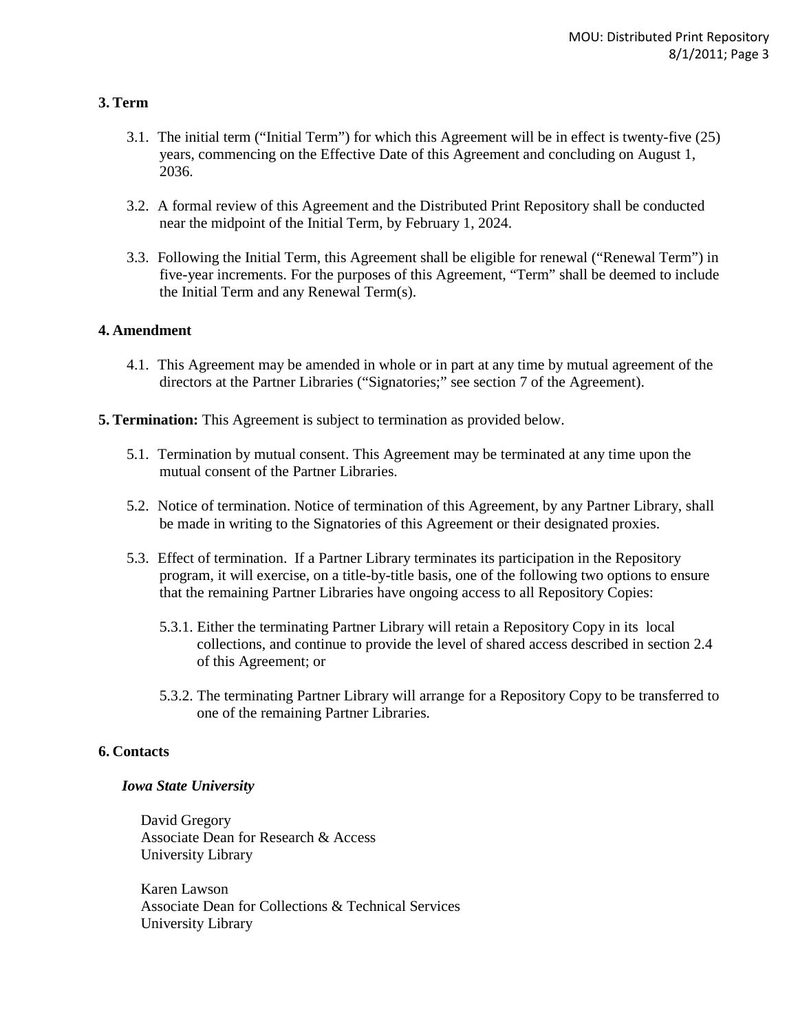## 3. Term

3.1. The initial term ("Initial Term") for which this Agreement will be in effect is twenty-five (25) years, commencing on the Effective Date of this Agreement and concluding on August 1, 2036.

3.2. A formal review of this Agreement and the Distributed Print Repository shall be conducted near the midpoint of the Initial Term, by February 1, 2024.

3.3. Following the Initial Term, this Agreement shall be eligible for renewal ("Renewal Term") in five-year increments. For the purposes of this Agreement, "Term" shall be deemed to include the Initial Term and any Renewal Term(s).

## 4. Amendment

4.1. This Agreement may be amended in whole or in part at any time by mutual agreement of the directors at the Partner Libraries ("Signatories;" see section 7 of the Agreement).

## 5. Termination: This Agreement is subject to termination as provided below.

5.1. Termination by mutual consent. This Agreement may be terminated at any time upon the mutual consent of the Partner Libraries.

5.2. Notice of termination. Notice of termination of this Agreement, by any Partner Library, shall be made in writing to the Signatories of this Agreement or their designated proxies.

5.3. Effect of termination. If a Partner Library terminates its participation in the Repository program, it will exercise, on a title-by-title basis, one of the following two options to ensure that the remaining Partner Libraries have ongoing access to all Repository Copies:

5.3.1. Either the terminating Partner Library will retain a Repository Copy in its local collections, and continue to provide the level of shared access described in section 2.4 of this Agreement; or

5.3.2. The terminating Partner Library will arrange for a Repository Copy to be transferred to one of the remaining Partner Libraries.

## 6. Contacts

***Iowa State University***

David Gregory
Associate Dean for Research & Access
University Library

Karen Lawson
Associate Dean for Collections & Technical Services
University Library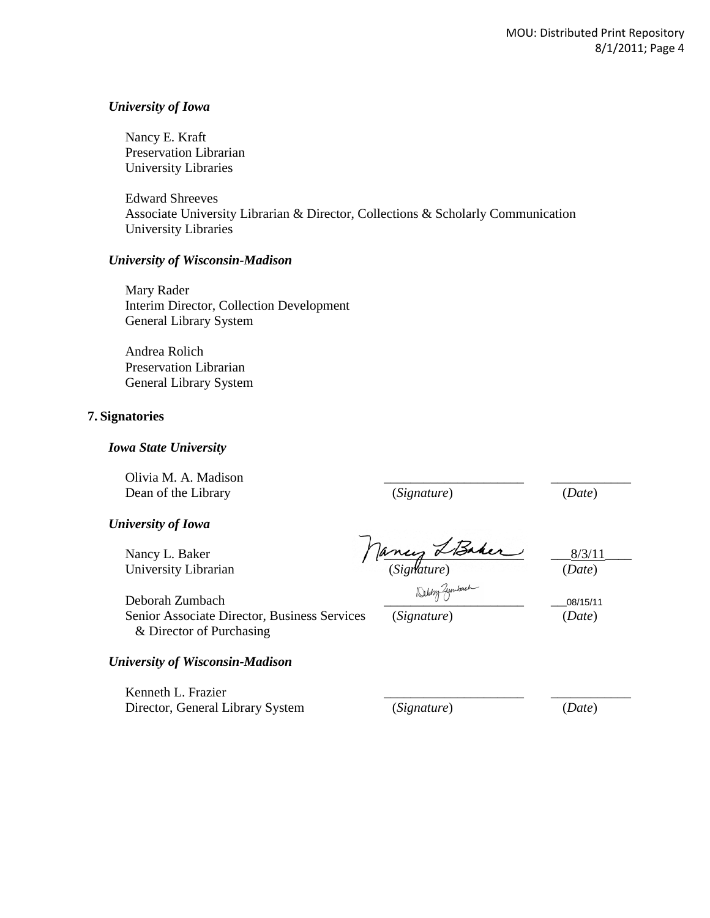***University of Iowa***

Nancy E. Kraft
Preservation Librarian
University Libraries

Edward Shreeves
Associate University Librarian & Director, Collections & Scholarly Communication
University Libraries

***University of Wisconsin-Madison***

Mary Rader
Interim Director, Collection Development
General Library System

Andrea Rolich
Preservation Librarian
General Library System

## 7. Signatories

***Iowa State University***

| | | |
|---|---|---|
| Olivia M. A. Madison<br>Dean of the Library | ____________________<br>(*Signature*) | ____________<br>(*Date*) |

***University of Iowa***

| | | |
|---|---|---|
| Nancy L. Baker<br>University Librarian | Nancy L Baker<br>(*Signature*) | 8/3/11<br>(*Date*) |
| Deborah Zumbach<br>Senior Associate Director, Business Services & Director of Purchasing | Debby Zumbach<br>(*Signature*) | 08/15/11<br>(*Date*) |

***University of Wisconsin-Madison***

| | | |
|---|---|---|
| Kenneth L. Frazier<br>Director, General Library System | ____________________<br>(*Signature*) | ____________<br>(*Date*) |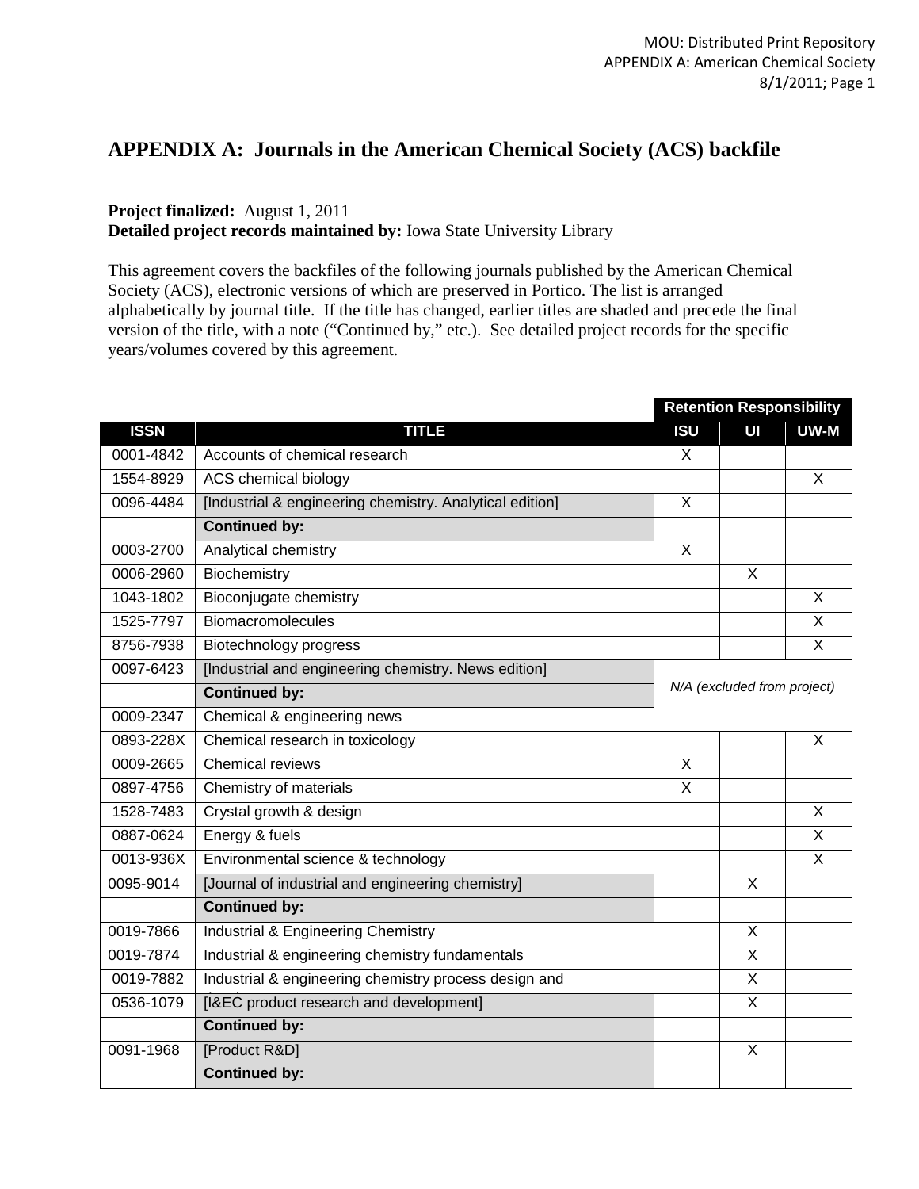# APPENDIX A: Journals in the American Chemical Society (ACS) backfile

**Project finalized:** August 1, 2011
**Detailed project records maintained by:** Iowa State University Library

This agreement covers the backfiles of the following journals published by the American Chemical Society (ACS), electronic versions of which are preserved in Portico. The list is arranged alphabetically by journal title. If the title has changed, earlier titles are shaded and precede the final version of the title, with a note ("Continued by," etc.). See detailed project records for the specific years/volumes covered by this agreement.

| | | Retention Responsibility | | |
|---|---|---|---|---|
| **ISSN** | **TITLE** | **ISU** | **UI** | **UW-M** |
| 0001-4842 | Accounts of chemical research | X | | |
| 1554-8929 | ACS chemical biology | | | X |
| 0096-4484 | [Industrial & engineering chemistry. Analytical edition] | X | | |
| | **Continued by:** | | | |
| 0003-2700 | Analytical chemistry | X | | |
| 0006-2960 | Biochemistry | | X | |
| 1043-1802 | Bioconjugate chemistry | | | X |
| 1525-7797 | Biomacromolecules | | | X |
| 8756-7938 | Biotechnology progress | | | X |
| 0097-6423 | [Industrial and engineering chemistry. News edition] | *N/A (excluded from project)* | | |
| | **Continued by:** | | | |
| 0009-2347 | Chemical & engineering news | | | |
| 0893-228X | Chemical research in toxicology | | | X |
| 0009-2665 | Chemical reviews | X | | |
| 0897-4756 | Chemistry of materials | X | | |
| 1528-7483 | Crystal growth & design | | | X |
| 0887-0624 | Energy & fuels | | | X |
| 0013-936X | Environmental science & technology | | | X |
| 0095-9014 | [Journal of industrial and engineering chemistry] | | X | |
| | **Continued by:** | | | |
| 0019-7866 | Industrial & Engineering Chemistry | | X | |
| 0019-7874 | Industrial & engineering chemistry fundamentals | | X | |
| 0019-7882 | Industrial & engineering chemistry process design and | | X | |
| 0536-1079 | [I&EC product research and development] | | X | |
| | **Continued by:** | | | |
| 0091-1968 | [Product R&D] | | X | |
| | **Continued by:** | | | |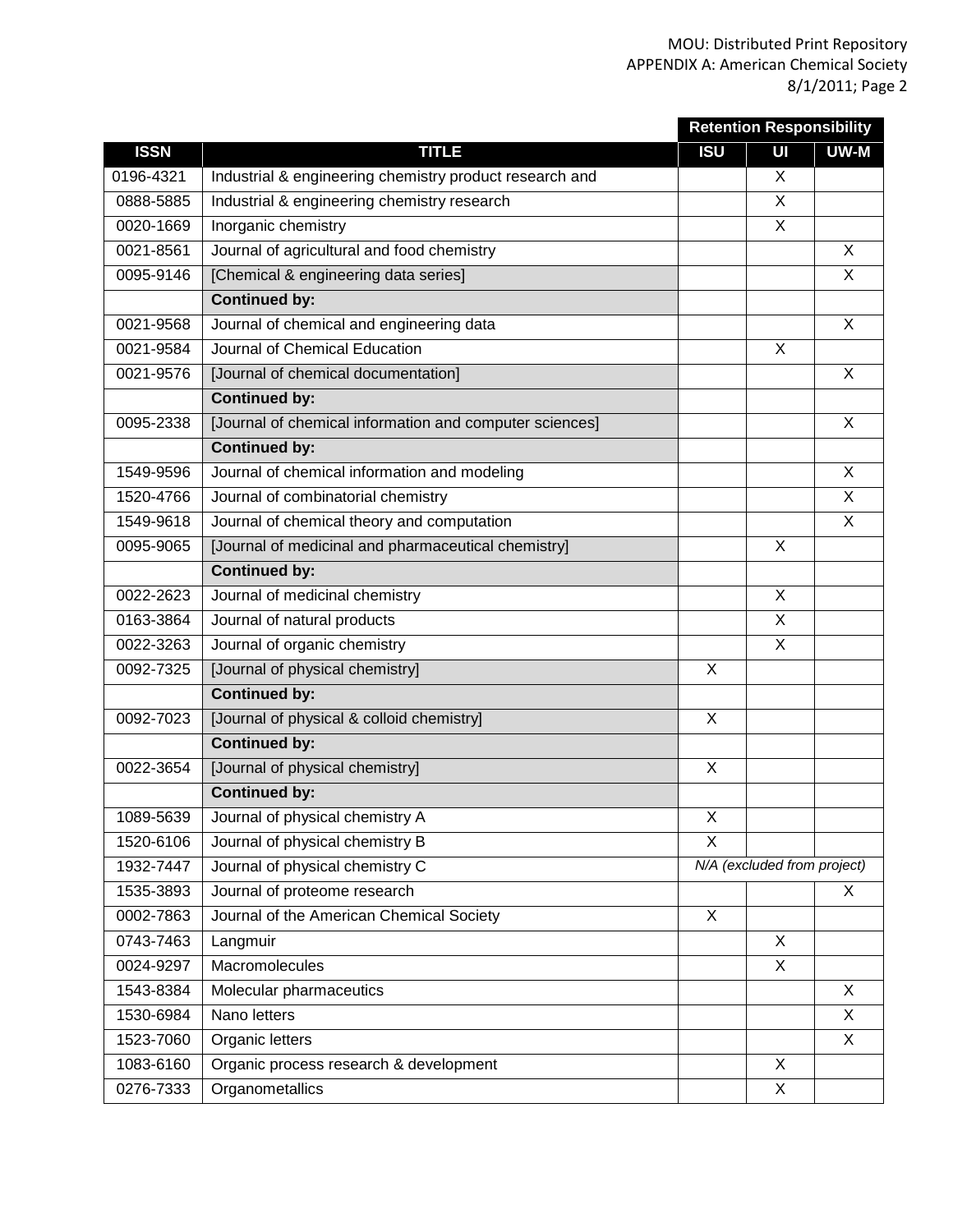| | | Retention Responsibility | | |
|---|---|---|---|---|
| **ISSN** | **TITLE** | **ISU** | **UI** | **UW-M** |
| 0196-4321 | Industrial & engineering chemistry product research and | | X | |
| 0888-5885 | Industrial & engineering chemistry research | | X | |
| 0020-1669 | Inorganic chemistry | | X | |
| 0021-8561 | Journal of agricultural and food chemistry | | | X |
| 0095-9146 | [Chemical & engineering data series] | | | X |
| | **Continued by:** | | | |
| 0021-9568 | Journal of chemical and engineering data | | | X |
| 0021-9584 | Journal of Chemical Education | | X | |
| 0021-9576 | [Journal of chemical documentation] | | | X |
| | **Continued by:** | | | |
| 0095-2338 | [Journal of chemical information and computer sciences] | | | X |
| | **Continued by:** | | | |
| 1549-9596 | Journal of chemical information and modeling | | | X |
| 1520-4766 | Journal of combinatorial chemistry | | | X |
| 1549-9618 | Journal of chemical theory and computation | | | X |
| 0095-9065 | [Journal of medicinal and pharmaceutical chemistry] | | X | |
| | **Continued by:** | | | |
| 0022-2623 | Journal of medicinal chemistry | | X | |
| 0163-3864 | Journal of natural products | | X | |
| 0022-3263 | Journal of organic chemistry | | X | |
| 0092-7325 | [Journal of physical chemistry] | X | | |
| | **Continued by:** | | | |
| 0092-7023 | [Journal of physical & colloid chemistry] | X | | |
| | **Continued by:** | | | |
| 0022-3654 | [Journal of physical chemistry] | X | | |
| | **Continued by:** | | | |
| 1089-5639 | Journal of physical chemistry A | X | | |
| 1520-6106 | Journal of physical chemistry B | X | | |
| 1932-7447 | Journal of physical chemistry C | *N/A (excluded from project)* | | |
| 1535-3893 | Journal of proteome research | | | X |
| 0002-7863 | Journal of the American Chemical Society | X | | |
| 0743-7463 | Langmuir | | X | |
| 0024-9297 | Macromolecules | | X | |
| 1543-8384 | Molecular pharmaceutics | | | X |
| 1530-6984 | Nano letters | | | X |
| 1523-7060 | Organic letters | | | X |
| 1083-6160 | Organic process research & development | | X | |
| 0276-7333 | Organometallics | | X | |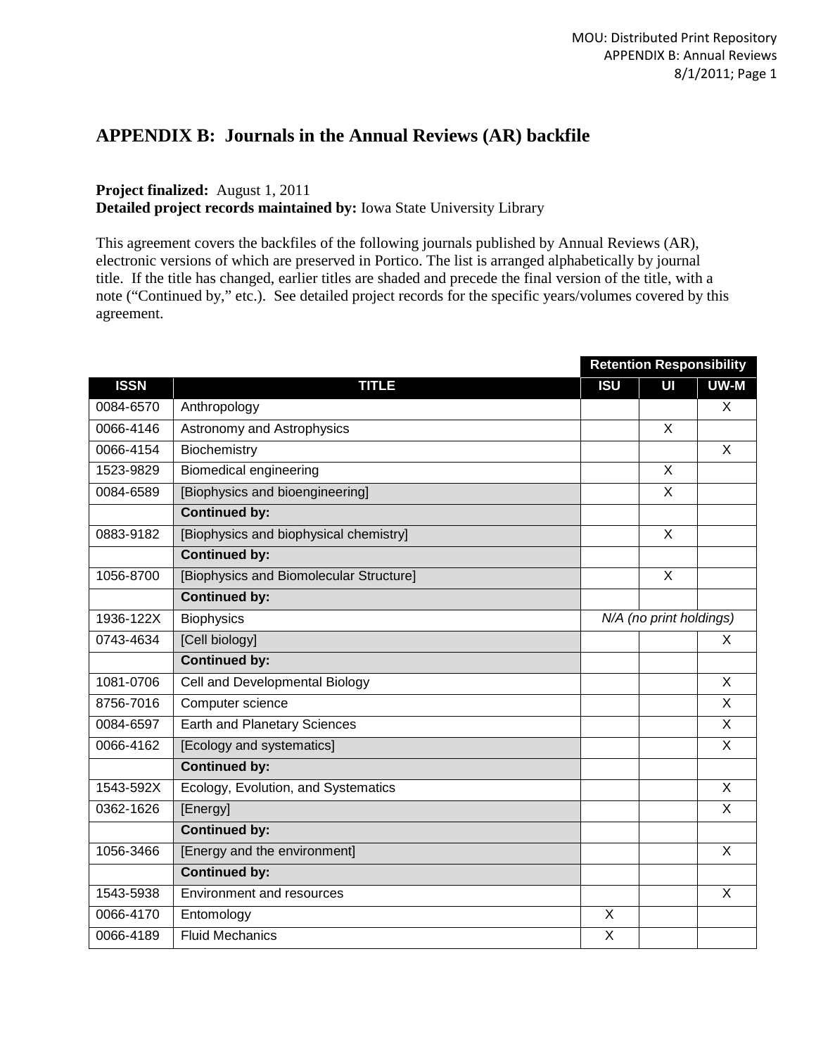# APPENDIX B: Journals in the Annual Reviews (AR) backfile

**Project finalized:** August 1, 2011
**Detailed project records maintained by:** Iowa State University Library

This agreement covers the backfiles of the following journals published by Annual Reviews (AR), electronic versions of which are preserved in Portico. The list is arranged alphabetically by journal title. If the title has changed, earlier titles are shaded and precede the final version of the title, with a note ("Continued by," etc.). See detailed project records for the specific years/volumes covered by this agreement.

| | | Retention Responsibility | | |
|---|---|---|---|---|
| **ISSN** | **TITLE** | **ISU** | **UI** | **UW-M** |
| 0084-6570 | Anthropology | | | X |
| 0066-4146 | Astronomy and Astrophysics | | X | |
| 0066-4154 | Biochemistry | | | X |
| 1523-9829 | Biomedical engineering | | X | |
| 0084-6589 | [Biophysics and bioengineering] | | X | |
| | **Continued by:** | | | |
| 0883-9182 | [Biophysics and biophysical chemistry] | | X | |
| | **Continued by:** | | | |
| 1056-8700 | [Biophysics and Biomolecular Structure] | | X | |
| | **Continued by:** | | | |
| 1936-122X | Biophysics | *N/A (no print holdings)* | | |
| 0743-4634 | [Cell biology] | | | X |
| | **Continued by:** | | | |
| 1081-0706 | Cell and Developmental Biology | | | X |
| 8756-7016 | Computer science | | | X |
| 0084-6597 | Earth and Planetary Sciences | | | X |
| 0066-4162 | [Ecology and systematics] | | | X |
| | **Continued by:** | | | |
| 1543-592X | Ecology, Evolution, and Systematics | | | X |
| 0362-1626 | [Energy] | | | X |
| | **Continued by:** | | | |
| 1056-3466 | [Energy and the environment] | | | X |
| | **Continued by:** | | | |
| 1543-5938 | Environment and resources | | | X |
| 0066-4170 | Entomology | X | | |
| 0066-4189 | Fluid Mechanics | X | | |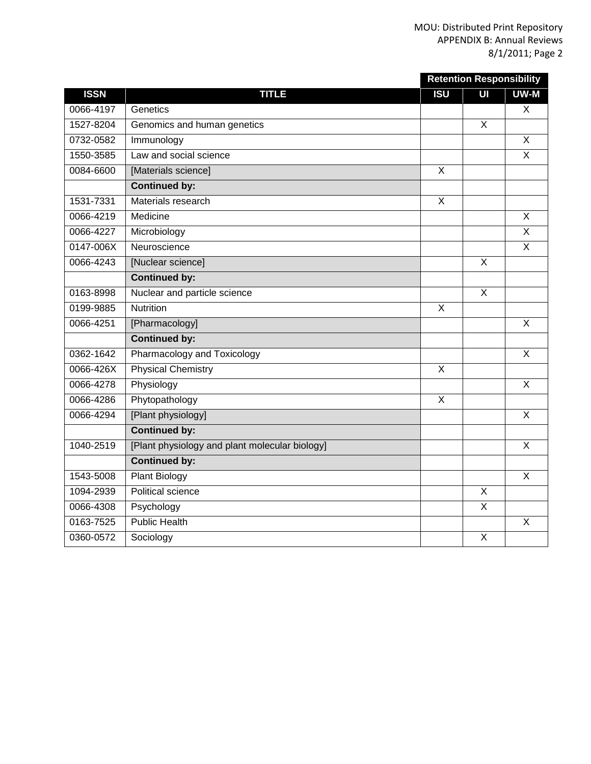| | | Retention Responsibility | | |
|---|---|---|---|---|
| **ISSN** | **TITLE** | **ISU** | **UI** | **UW-M** |
| 0066-4197 | Genetics | | | X |
| 1527-8204 | Genomics and human genetics | | X | |
| 0732-0582 | Immunology | | | X |
| 1550-3585 | Law and social science | | | X |
| 0084-6600 | [Materials science] | X | | |
| | **Continued by:** | | | |
| 1531-7331 | Materials research | X | | |
| 0066-4219 | Medicine | | | X |
| 0066-4227 | Microbiology | | | X |
| 0147-006X | Neuroscience | | | X |
| 0066-4243 | [Nuclear science] | | X | |
| | **Continued by:** | | | |
| 0163-8998 | Nuclear and particle science | | X | |
| 0199-9885 | Nutrition | X | | |
| 0066-4251 | [Pharmacology] | | | X |
| | **Continued by:** | | | |
| 0362-1642 | Pharmacology and Toxicology | | | X |
| 0066-426X | Physical Chemistry | X | | |
| 0066-4278 | Physiology | | | X |
| 0066-4286 | Phytopathology | X | | |
| 0066-4294 | [Plant physiology] | | | X |
| | **Continued by:** | | | |
| 1040-2519 | [Plant physiology and plant molecular biology] | | | X |
| | **Continued by:** | | | |
| 1543-5008 | Plant Biology | | | X |
| 1094-2939 | Political science | | X | |
| 0066-4308 | Psychology | | X | |
| 0163-7525 | Public Health | | | X |
| 0360-0572 | Sociology | | X | |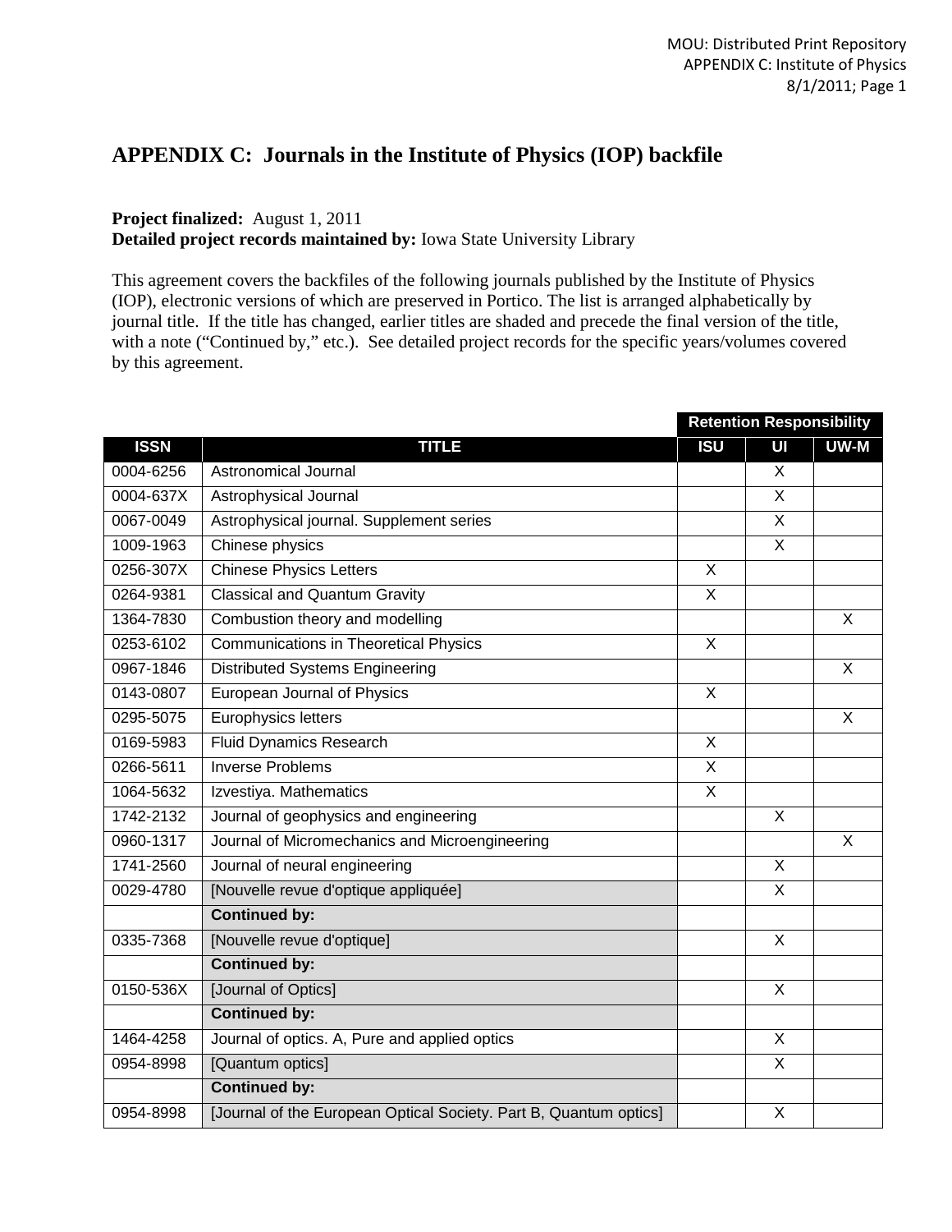# APPENDIX C: Journals in the Institute of Physics (IOP) backfile

**Project finalized:** August 1, 2011
**Detailed project records maintained by:** Iowa State University Library

This agreement covers the backfiles of the following journals published by the Institute of Physics (IOP), electronic versions of which are preserved in Portico. The list is arranged alphabetically by journal title. If the title has changed, earlier titles are shaded and precede the final version of the title, with a note ("Continued by," etc.). See detailed project records for the specific years/volumes covered by this agreement.

| | | Retention Responsibility | | |
|---|---|---|---|---|
| **ISSN** | **TITLE** | **ISU** | **UI** | **UW-M** |
| 0004-6256 | Astronomical Journal | | X | |
| 0004-637X | Astrophysical Journal | | X | |
| 0067-0049 | Astrophysical journal. Supplement series | | X | |
| 1009-1963 | Chinese physics | | X | |
| 0256-307X | Chinese Physics Letters | X | | |
| 0264-9381 | Classical and Quantum Gravity | X | | |
| 1364-7830 | Combustion theory and modelling | | | X |
| 0253-6102 | Communications in Theoretical Physics | X | | |
| 0967-1846 | Distributed Systems Engineering | | | X |
| 0143-0807 | European Journal of Physics | X | | |
| 0295-5075 | Europhysics letters | | | X |
| 0169-5983 | Fluid Dynamics Research | X | | |
| 0266-5611 | Inverse Problems | X | | |
| 1064-5632 | Izvestiya. Mathematics | X | | |
| 1742-2132 | Journal of geophysics and engineering | | X | |
| 0960-1317 | Journal of Micromechanics and Microengineering | | | X |
| 1741-2560 | Journal of neural engineering | | X | |
| 0029-4780 | [Nouvelle revue d'optique appliquée] | | X | |
| | **Continued by:** | | | |
| 0335-7368 | [Nouvelle revue d'optique] | | X | |
| | **Continued by:** | | | |
| 0150-536X | [Journal of Optics] | | X | |
| | **Continued by:** | | | |
| 1464-4258 | Journal of optics. A, Pure and applied optics | | X | |
| 0954-8998 | [Quantum optics] | | X | |
| | **Continued by:** | | | |
| 0954-8998 | [Journal of the European Optical Society. Part B, Quantum optics] | | X | |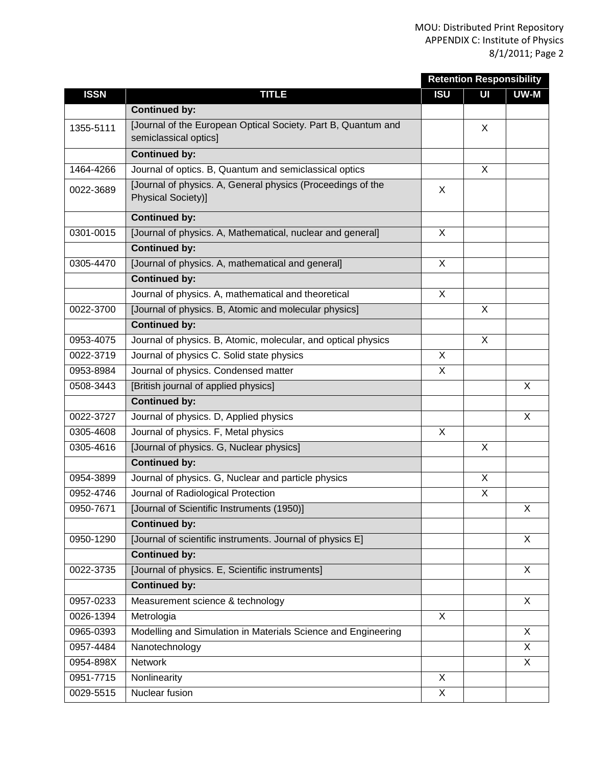|  |  | Retention Responsibility |  |  |
| --- | --- | --- | --- | --- |
| ISSN | TITLE | ISU | UI | UW-M |
|  | **Continued by:** |  |  |  |
| 1355-5111 | [Journal of the European Optical Society. Part B, Quantum and semiclassical optics] |  | X |  |
|  | **Continued by:** |  |  |  |
| 1464-4266 | Journal of optics. B, Quantum and semiclassical optics |  | X |  |
| 0022-3689 | [Journal of physics. A, General physics (Proceedings of the Physical Society)] | X |  |  |
|  | **Continued by:** |  |  |  |
| 0301-0015 | [Journal of physics. A, Mathematical, nuclear and general] | X |  |  |
|  | **Continued by:** |  |  |  |
| 0305-4470 | [Journal of physics. A, mathematical and general] | X |  |  |
|  | **Continued by:** |  |  |  |
|  | Journal of physics. A, mathematical and theoretical | X |  |  |
| 0022-3700 | [Journal of physics. B, Atomic and molecular physics] |  | X |  |
|  | **Continued by:** |  |  |  |
| 0953-4075 | Journal of physics. B, Atomic, molecular, and optical physics |  | X |  |
| 0022-3719 | Journal of physics C. Solid state physics | X |  |  |
| 0953-8984 | Journal of physics. Condensed matter | X |  |  |
| 0508-3443 | [British journal of applied physics] |  |  | X |
|  | **Continued by:** |  |  |  |
| 0022-3727 | Journal of physics. D, Applied physics |  |  | X |
| 0305-4608 | Journal of physics. F, Metal physics | X |  |  |
| 0305-4616 | [Journal of physics. G, Nuclear physics] |  | X |  |
|  | **Continued by:** |  |  |  |
| 0954-3899 | Journal of physics. G, Nuclear and particle physics |  | X |  |
| 0952-4746 | Journal of Radiological Protection |  | X |  |
| 0950-7671 | [Journal of Scientific Instruments (1950)] |  |  | X |
|  | **Continued by:** |  |  |  |
| 0950-1290 | [Journal of scientific instruments. Journal of physics E] |  |  | X |
|  | **Continued by:** |  |  |  |
| 0022-3735 | [Journal of physics. E, Scientific instruments] |  |  | X |
|  | **Continued by:** |  |  |  |
| 0957-0233 | Measurement science & technology |  |  | X |
| 0026-1394 | Metrologia | X |  |  |
| 0965-0393 | Modelling and Simulation in Materials Science and Engineering |  |  | X |
| 0957-4484 | Nanotechnology |  |  | X |
| 0954-898X | Network |  |  | X |
| 0951-7715 | Nonlinearity | X |  |  |
| 0029-5515 | Nuclear fusion | X |  |  |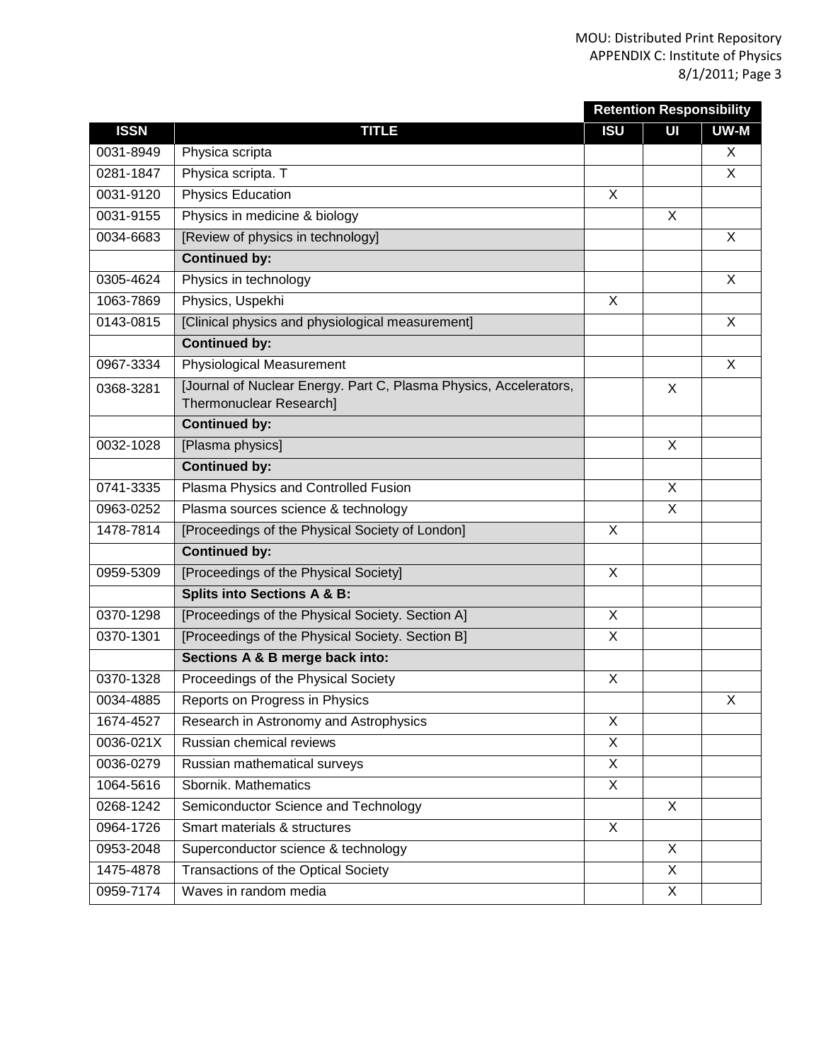| | | Retention Responsibility | | |
|---|---|---|---|---|
| **ISSN** | **TITLE** | **ISU** | **UI** | **UW-M** |
| 0031-8949 | Physica scripta | | | X |
| 0281-1847 | Physica scripta. T | | | X |
| 0031-9120 | Physics Education | X | | |
| 0031-9155 | Physics in medicine & biology | | X | |
| 0034-6683 | [Review of physics in technology] | | | X |
| | **Continued by:** | | | |
| 0305-4624 | Physics in technology | | | X |
| 1063-7869 | Physics, Uspekhi | X | | |
| 0143-0815 | [Clinical physics and physiological measurement] | | | X |
| | **Continued by:** | | | |
| 0967-3334 | Physiological Measurement | | | X |
| 0368-3281 | [Journal of Nuclear Energy. Part C, Plasma Physics, Accelerators, Thermonuclear Research] | | X | |
| | **Continued by:** | | | |
| 0032-1028 | [Plasma physics] | | X | |
| | **Continued by:** | | | |
| 0741-3335 | Plasma Physics and Controlled Fusion | | X | |
| 0963-0252 | Plasma sources science & technology | | X | |
| 1478-7814 | [Proceedings of the Physical Society of London] | X | | |
| | **Continued by:** | | | |
| 0959-5309 | [Proceedings of the Physical Society] | X | | |
| | **Splits into Sections A & B:** | | | |
| 0370-1298 | [Proceedings of the Physical Society. Section A] | X | | |
| 0370-1301 | [Proceedings of the Physical Society. Section B] | X | | |
| | **Sections A & B merge back into:** | | | |
| 0370-1328 | Proceedings of the Physical Society | X | | |
| 0034-4885 | Reports on Progress in Physics | | | X |
| 1674-4527 | Research in Astronomy and Astrophysics | X | | |
| 0036-021X | Russian chemical reviews | X | | |
| 0036-0279 | Russian mathematical surveys | X | | |
| 1064-5616 | Sbornik. Mathematics | X | | |
| 0268-1242 | Semiconductor Science and Technology | | X | |
| 0964-1726 | Smart materials & structures | X | | |
| 0953-2048 | Superconductor science & technology | | X | |
| 1475-4878 | Transactions of the Optical Society | | X | |
| 0959-7174 | Waves in random media | | X | |